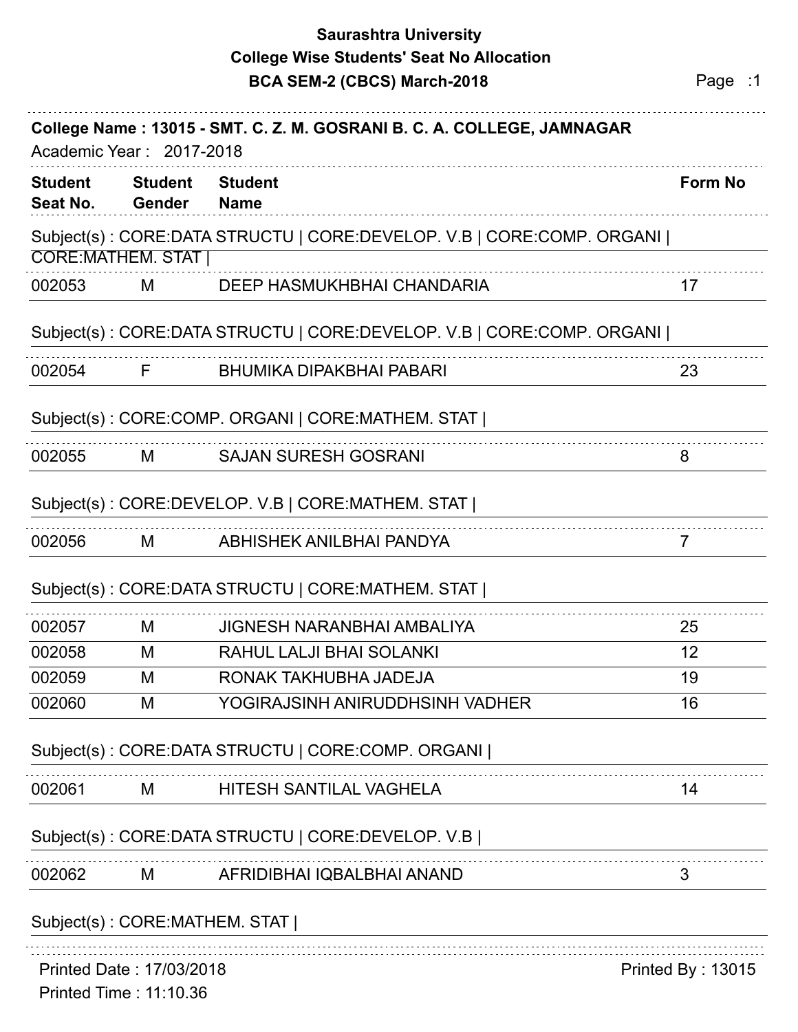# Saurashtra University
## College Wise Students' Seat No Allocation
## BCA SEM-2 (CBCS) March-2018

Page :1

**College Name : 13015 - SMT. C. Z. M. GOSRANI B. C. A. COLLEGE, JAMNAGAR**

Academic Year : 2017-2018

| Student Seat No. | Student Gender | Student Name | Form No |
|---|---|---|---|

Subject(s) : CORE:DATA STRUCTU | CORE:DEVELOP. V.B | CORE:COMP. ORGANI | CORE:MATHEM. STAT |

| Student Seat No. | Student Gender | Student Name | Form No |
|---|---|---|---|
| 002053 | M | DEEP HASMUKHBHAI CHANDARIA | 17 |

Subject(s) : CORE:DATA STRUCTU | CORE:DEVELOP. V.B | CORE:COMP. ORGANI |

| Student Seat No. | Student Gender | Student Name | Form No |
|---|---|---|---|
| 002054 | F | BHUMIKA DIPAKBHAI PABARI | 23 |

Subject(s) : CORE:COMP. ORGANI | CORE:MATHEM. STAT |

| Student Seat No. | Student Gender | Student Name | Form No |
|---|---|---|---|
| 002055 | M | SAJAN SURESH GOSRANI | 8 |

Subject(s) : CORE:DEVELOP. V.B | CORE:MATHEM. STAT |

| Student Seat No. | Student Gender | Student Name | Form No |
|---|---|---|---|
| 002056 | M | ABHISHEK ANILBHAI PANDYA | 7 |

Subject(s) : CORE:DATA STRUCTU | CORE:MATHEM. STAT |

| Student Seat No. | Student Gender | Student Name | Form No |
|---|---|---|---|
| 002057 | M | JIGNESH NARANBHAI AMBALIYA | 25 |
| 002058 | M | RAHUL LALJI BHAI SOLANKI | 12 |
| 002059 | M | RONAK TAKHUBHA JADEJA | 19 |
| 002060 | M | YOGIRAJSINH ANIRUDDHSINH VADHER | 16 |

Subject(s) : CORE:DATA STRUCTU | CORE:COMP. ORGANI |

| Student Seat No. | Student Gender | Student Name | Form No |
|---|---|---|---|
| 002061 | M | HITESH SANTILAL VAGHELA | 14 |

Subject(s) : CORE:DATA STRUCTU | CORE:DEVELOP. V.B |

| Student Seat No. | Student Gender | Student Name | Form No |
|---|---|---|---|
| 002062 | M | AFRIDIBHAI IQBALBHAI ANAND | 3 |

Subject(s) : CORE:MATHEM. STAT |

Printed Date : 17/03/2018

Printed Time : 11:10.36

Printed By : 13015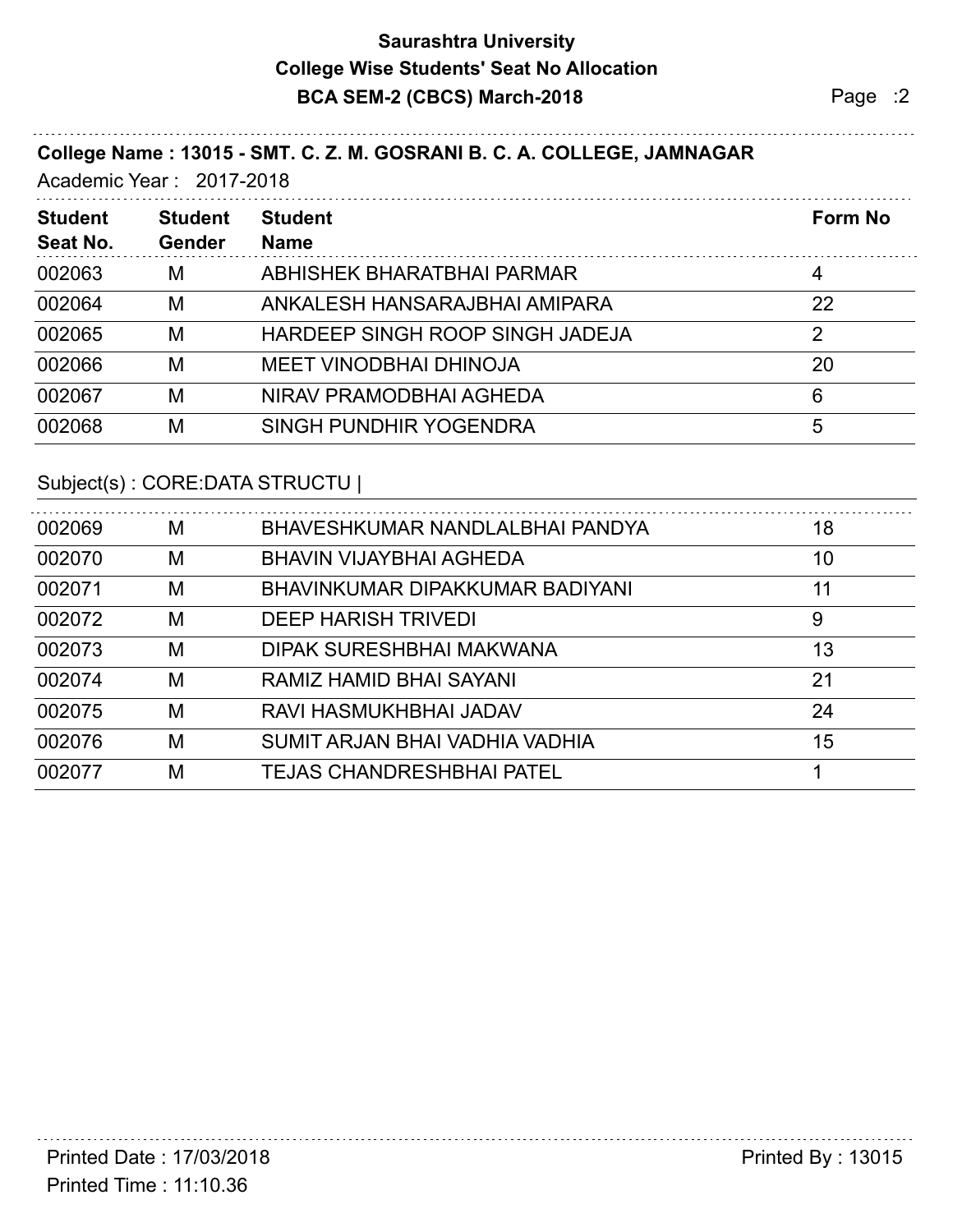**Saurashtra University**
**College Wise Students' Seat No Allocation**
**BCA SEM-2 (CBCS) March-2018**

**College Name : 13015 - SMT. C. Z. M. GOSRANI B. C. A. COLLEGE, JAMNAGAR**

Academic Year : 2017-2018

| Student Seat No. | Student Gender | Student Name | Form No |
|---|---|---|---|
| 002063 | M | ABHISHEK BHARATBHAI PARMAR | 4 |
| 002064 | M | ANKALESH HANSARAJBHAI AMIPARA | 22 |
| 002065 | M | HARDEEP SINGH ROOP SINGH JADEJA | 2 |
| 002066 | M | MEET VINODBHAI DHINOJA | 20 |
| 002067 | M | NIRAV PRAMODBHAI AGHEDA | 6 |
| 002068 | M | SINGH PUNDHIR YOGENDRA | 5 |

Subject(s) : CORE:DATA STRUCTU |

| | | | |
|---|---|---|---|
| 002069 | M | BHAVESHKUMAR NANDLALBHAI PANDYA | 18 |
| 002070 | M | BHAVIN VIJAYBHAI AGHEDA | 10 |
| 002071 | M | BHAVINKUMAR DIPAKKUMAR BADIYANI | 11 |
| 002072 | M | DEEP HARISH TRIVEDI | 9 |
| 002073 | M | DIPAK SURESHBHAI MAKWANA | 13 |
| 002074 | M | RAMIZ HAMID BHAI SAYANI | 21 |
| 002075 | M | RAVI HASMUKHBHAI JADAV | 24 |
| 002076 | M | SUMIT ARJAN BHAI VADHIA VADHIA | 15 |
| 002077 | M | TEJAS CHANDRESHBHAI PATEL | 1 |

Printed Date : 17/03/2018
Printed Time : 11:10.36
Printed By : 13015